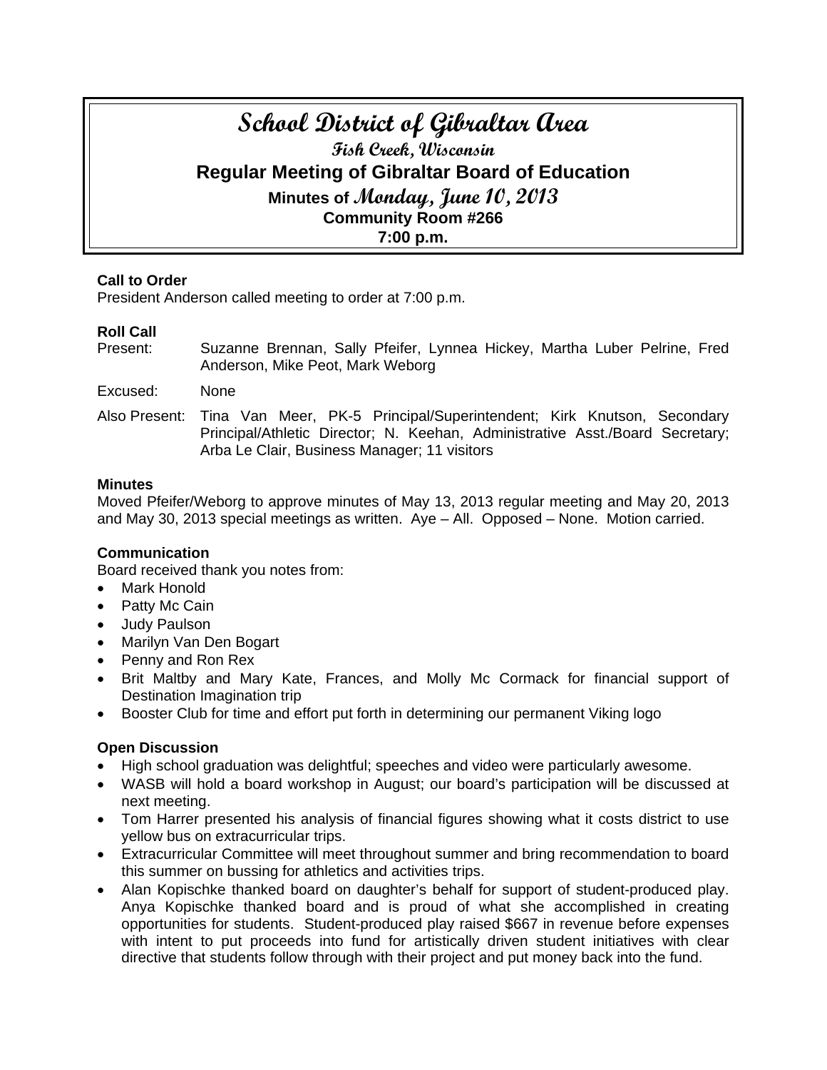# School District of Gibraltar Area

## Fish Creek, Wisconsin

## Regular Meeting of Gibraltar Board of Education

### Minutes of Monday, June 10, 2013

### Community Room #266

### 7:00 p.m.

**Call to Order**

President Anderson called meeting to order at 7:00 p.m.

**Roll Call**

Present: Suzanne Brennan, Sally Pfeifer, Lynnea Hickey, Martha Luber Pelrine, Fred Anderson, Mike Peot, Mark Weborg

Excused: None

Also Present: Tina Van Meer, PK-5 Principal/Superintendent; Kirk Knutson, Secondary Principal/Athletic Director; N. Keehan, Administrative Asst./Board Secretary; Arba Le Clair, Business Manager; 11 visitors

**Minutes**

Moved Pfeifer/Weborg to approve minutes of May 13, 2013 regular meeting and May 20, 2013 and May 30, 2013 special meetings as written. Aye – All. Opposed – None. Motion carried.

**Communication**

Board received thank you notes from:

- Mark Honold
- Patty Mc Cain
- Judy Paulson
- Marilyn Van Den Bogart
- Penny and Ron Rex
- Brit Maltby and Mary Kate, Frances, and Molly Mc Cormack for financial support of Destination Imagination trip
- Booster Club for time and effort put forth in determining our permanent Viking logo

**Open Discussion**

- High school graduation was delightful; speeches and video were particularly awesome.
- WASB will hold a board workshop in August; our board's participation will be discussed at next meeting.
- Tom Harrer presented his analysis of financial figures showing what it costs district to use yellow bus on extracurricular trips.
- Extracurricular Committee will meet throughout summer and bring recommendation to board this summer on bussing for athletics and activities trips.
- Alan Kopischke thanked board on daughter's behalf for support of student-produced play. Anya Kopischke thanked board and is proud of what she accomplished in creating opportunities for students. Student-produced play raised $667 in revenue before expenses with intent to put proceeds into fund for artistically driven student initiatives with clear directive that students follow through with their project and put money back into the fund.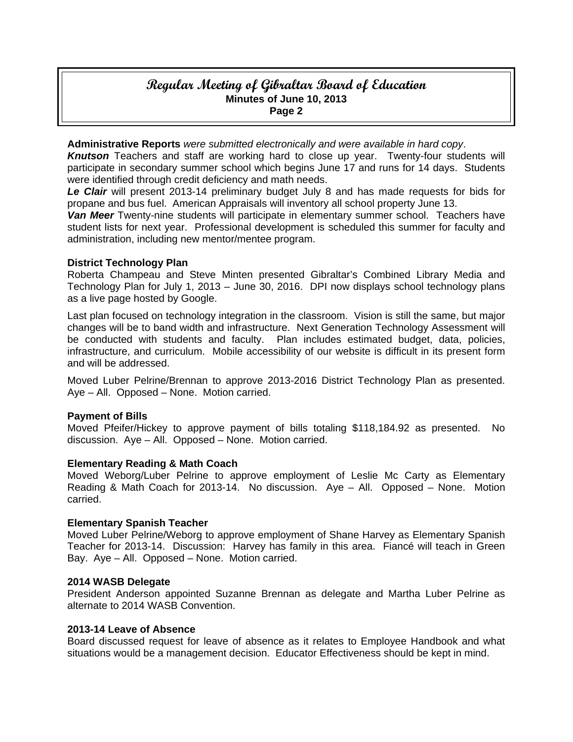**Administrative Reports** *were submitted electronically and were available in hard copy*.

***Knutson*** Teachers and staff are working hard to close up year. Twenty-four students will participate in secondary summer school which begins June 17 and runs for 14 days. Students were identified through credit deficiency and math needs.

***Le Clair*** will present 2013-14 preliminary budget July 8 and has made requests for bids for propane and bus fuel. American Appraisals will inventory all school property June 13.

***Van Meer*** Twenty-nine students will participate in elementary summer school. Teachers have student lists for next year. Professional development is scheduled this summer for faculty and administration, including new mentor/mentee program.

**District Technology Plan**

Roberta Champeau and Steve Minten presented Gibraltar's Combined Library Media and Technology Plan for July 1, 2013 – June 30, 2016. DPI now displays school technology plans as a live page hosted by Google.

Last plan focused on technology integration in the classroom. Vision is still the same, but major changes will be to band width and infrastructure. Next Generation Technology Assessment will be conducted with students and faculty. Plan includes estimated budget, data, policies, infrastructure, and curriculum. Mobile accessibility of our website is difficult in its present form and will be addressed.

Moved Luber Pelrine/Brennan to approve 2013-2016 District Technology Plan as presented. Aye – All. Opposed – None. Motion carried.

**Payment of Bills**

Moved Pfeifer/Hickey to approve payment of bills totaling $118,184.92 as presented. No discussion. Aye – All. Opposed – None. Motion carried.

**Elementary Reading & Math Coach**

Moved Weborg/Luber Pelrine to approve employment of Leslie Mc Carty as Elementary Reading & Math Coach for 2013-14. No discussion. Aye – All. Opposed – None. Motion carried.

**Elementary Spanish Teacher**

Moved Luber Pelrine/Weborg to approve employment of Shane Harvey as Elementary Spanish Teacher for 2013-14. Discussion: Harvey has family in this area. Fiancé will teach in Green Bay. Aye – All. Opposed – None. Motion carried.

**2014 WASB Delegate**

President Anderson appointed Suzanne Brennan as delegate and Martha Luber Pelrine as alternate to 2014 WASB Convention.

**2013-14 Leave of Absence**

Board discussed request for leave of absence as it relates to Employee Handbook and what situations would be a management decision. Educator Effectiveness should be kept in mind.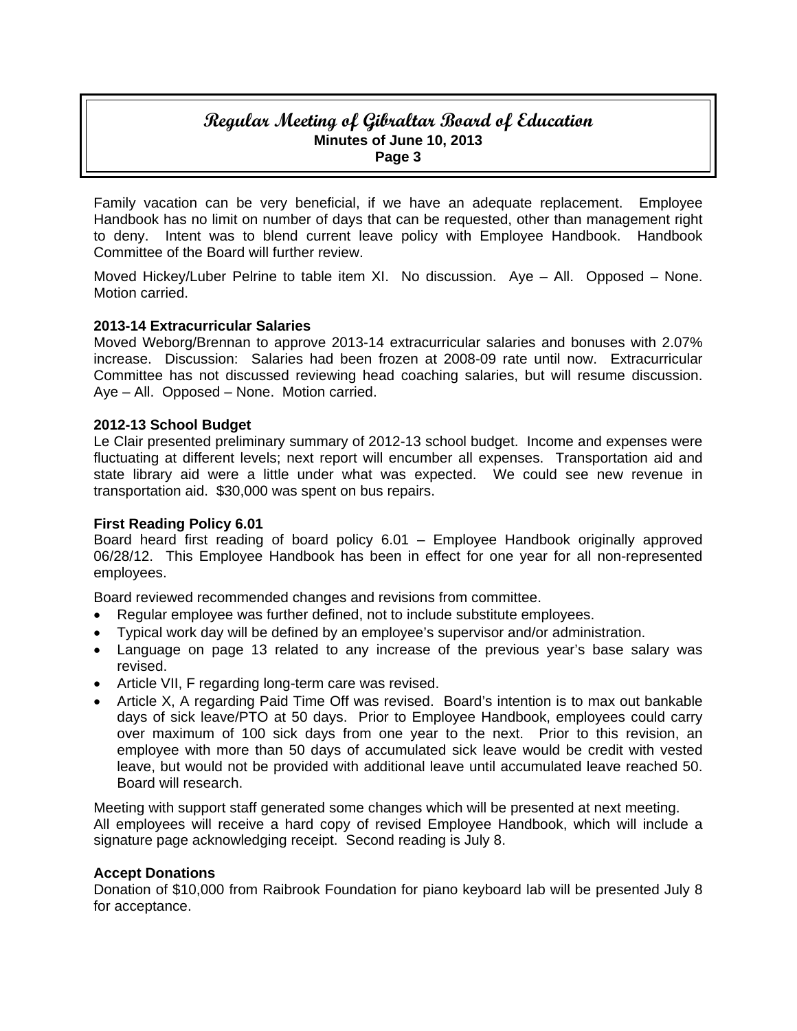Family vacation can be very beneficial, if we have an adequate replacement. Employee Handbook has no limit on number of days that can be requested, other than management right to deny. Intent was to blend current leave policy with Employee Handbook. Handbook Committee of the Board will further review.

Moved Hickey/Luber Pelrine to table item XI. No discussion. Aye – All. Opposed – None. Motion carried.

**2013-14 Extracurricular Salaries**
Moved Weborg/Brennan to approve 2013-14 extracurricular salaries and bonuses with 2.07% increase. Discussion: Salaries had been frozen at 2008-09 rate until now. Extracurricular Committee has not discussed reviewing head coaching salaries, but will resume discussion. Aye – All. Opposed – None. Motion carried.

**2012-13 School Budget**
Le Clair presented preliminary summary of 2012-13 school budget. Income and expenses were fluctuating at different levels; next report will encumber all expenses. Transportation aid and state library aid were a little under what was expected. We could see new revenue in transportation aid. $30,000 was spent on bus repairs.

**First Reading Policy 6.01**
Board heard first reading of board policy 6.01 – Employee Handbook originally approved 06/28/12. This Employee Handbook has been in effect for one year for all non-represented employees.

Board reviewed recommended changes and revisions from committee.

- Regular employee was further defined, not to include substitute employees.
- Typical work day will be defined by an employee's supervisor and/or administration.
- Language on page 13 related to any increase of the previous year's base salary was revised.
- Article VII, F regarding long-term care was revised.
- Article X, A regarding Paid Time Off was revised. Board's intention is to max out bankable days of sick leave/PTO at 50 days. Prior to Employee Handbook, employees could carry over maximum of 100 sick days from one year to the next. Prior to this revision, an employee with more than 50 days of accumulated sick leave would be credit with vested leave, but would not be provided with additional leave until accumulated leave reached 50. Board will research.

Meeting with support staff generated some changes which will be presented at next meeting.
All employees will receive a hard copy of revised Employee Handbook, which will include a signature page acknowledging receipt. Second reading is July 8.

**Accept Donations**
Donation of $10,000 from Raibrook Foundation for piano keyboard lab will be presented July 8 for acceptance.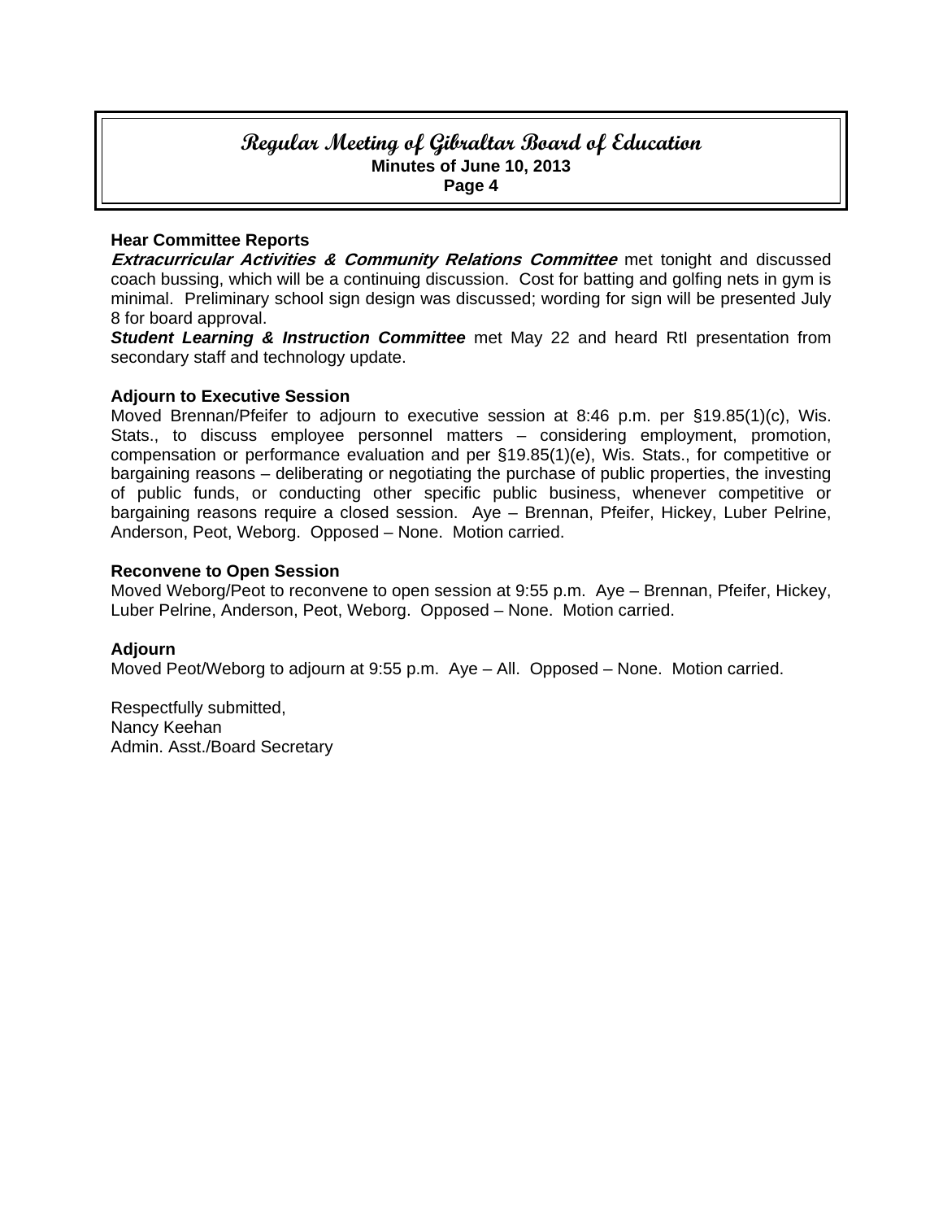**Hear Committee Reports**

***Extracurricular Activities & Community Relations Committee*** met tonight and discussed coach bussing, which will be a continuing discussion. Cost for batting and golfing nets in gym is minimal. Preliminary school sign design was discussed; wording for sign will be presented July 8 for board approval.

***Student Learning & Instruction Committee*** met May 22 and heard RtI presentation from secondary staff and technology update.

**Adjourn to Executive Session**

Moved Brennan/Pfeifer to adjourn to executive session at 8:46 p.m. per §19.85(1)(c), Wis. Stats., to discuss employee personnel matters – considering employment, promotion, compensation or performance evaluation and per §19.85(1)(e), Wis. Stats., for competitive or bargaining reasons – deliberating or negotiating the purchase of public properties, the investing of public funds, or conducting other specific public business, whenever competitive or bargaining reasons require a closed session. Aye – Brennan, Pfeifer, Hickey, Luber Pelrine, Anderson, Peot, Weborg. Opposed – None. Motion carried.

**Reconvene to Open Session**

Moved Weborg/Peot to reconvene to open session at 9:55 p.m. Aye – Brennan, Pfeifer, Hickey, Luber Pelrine, Anderson, Peot, Weborg. Opposed – None. Motion carried.

**Adjourn**

Moved Peot/Weborg to adjourn at 9:55 p.m. Aye – All. Opposed – None. Motion carried.

Respectfully submitted,
Nancy Keehan
Admin. Asst./Board Secretary